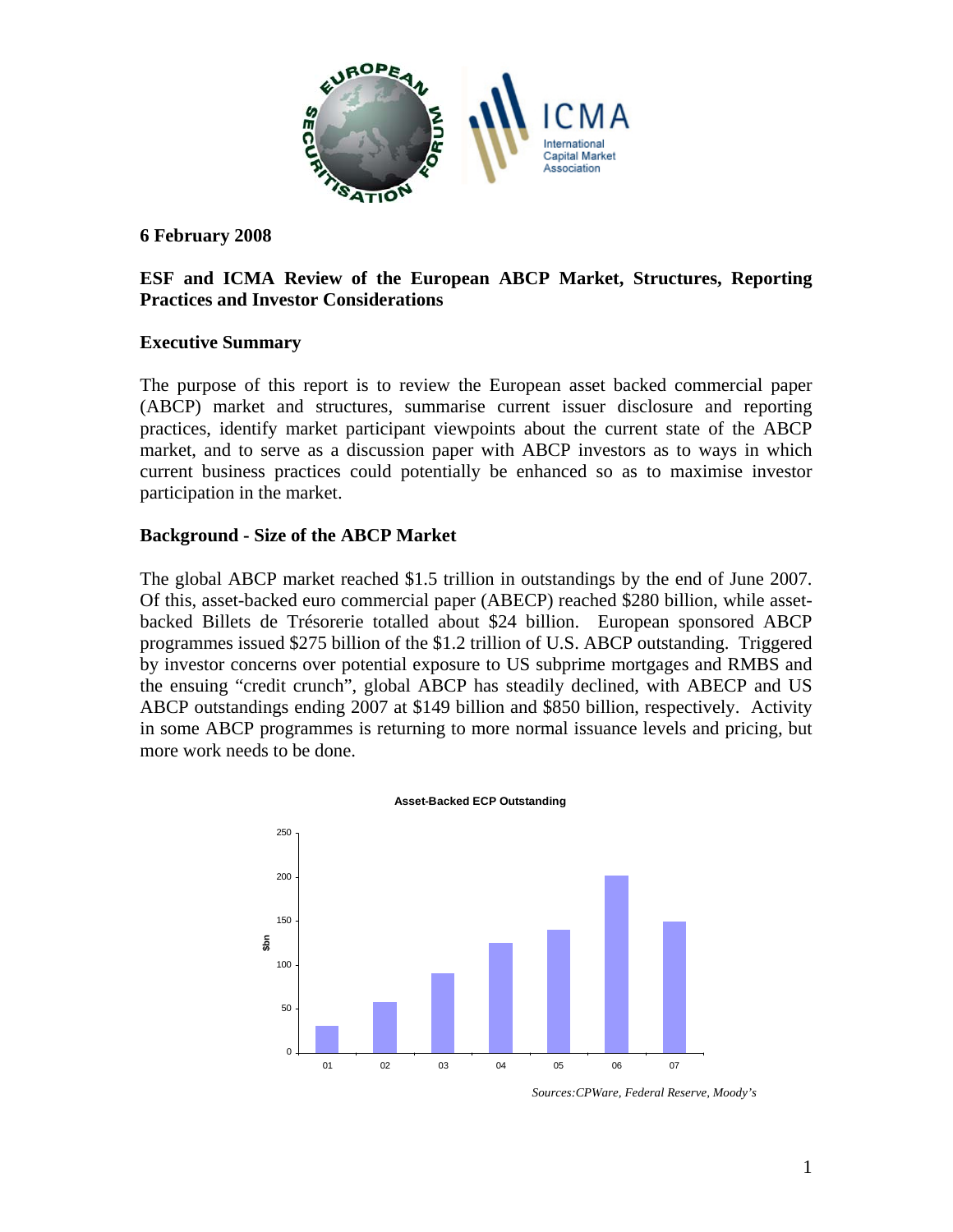**6 February 2008**

# ESF and ICMA Review of the European ABCP Market, Structures, Reporting Practices and Investor Considerations

## Executive Summary

The purpose of this report is to review the European asset backed commercial paper (ABCP) market and structures, summarise current issuer disclosure and reporting practices, identify market participant viewpoints about the current state of the ABCP market, and to serve as a discussion paper with ABCP investors as to ways in which current business practices could potentially be enhanced so as to maximise investor participation in the market.

## Background - Size of the ABCP Market

The global ABCP market reached $1.5 trillion in outstandings by the end of June 2007. Of this, asset-backed euro commercial paper (ABECP) reached $280 billion, while asset-backed Billets de Trésorerie totalled about $24 billion. European sponsored ABCP programmes issued $275 billion of the $1.2 trillion of U.S. ABCP outstanding. Triggered by investor concerns over potential exposure to US subprime mortgages and RMBS and the ensuing "credit crunch", global ABCP has steadily declined, with ABECP and US ABCP outstandings ending 2007 at $149 billion and $850 billion, respectively. Activity in some ABCP programmes is returning to more normal issuance levels and pricing, but more work needs to be done.

**Asset-Backed ECP Outstanding**

*Sources:CPWare, Federal Reserve, Moody's*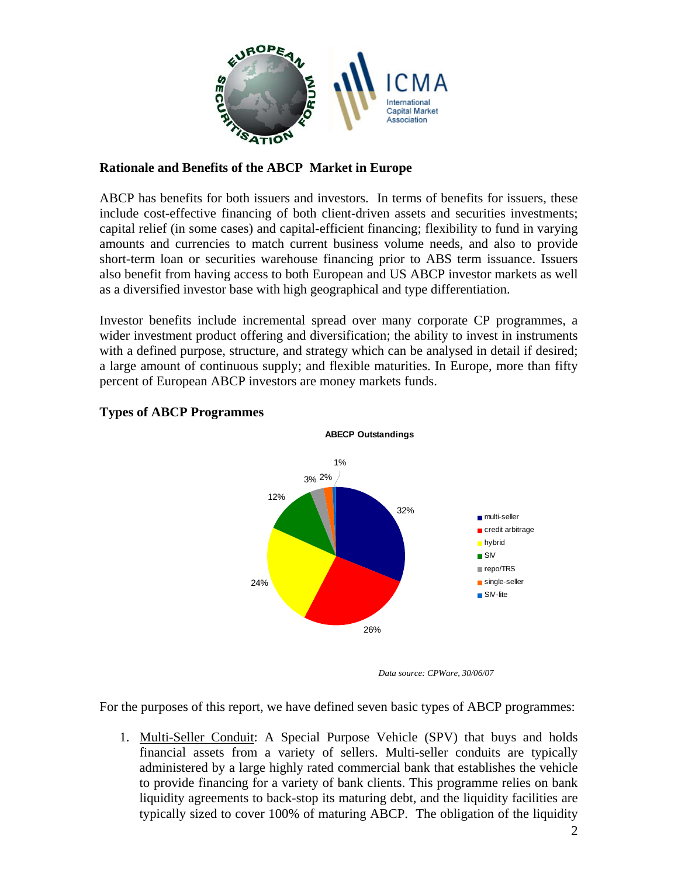## Rationale and Benefits of the ABCP Market in Europe

ABCP has benefits for both issuers and investors. In terms of benefits for issuers, these include cost-effective financing of both client-driven assets and securities investments; capital relief (in some cases) and capital-efficient financing; flexibility to fund in varying amounts and currencies to match current business volume needs, and also to provide short-term loan or securities warehouse financing prior to ABS term issuance. Issuers also benefit from having access to both European and US ABCP investor markets as well as a diversified investor base with high geographical and type differentiation.

Investor benefits include incremental spread over many corporate CP programmes, a wider investment product offering and diversification; the ability to invest in instruments with a defined purpose, structure, and strategy which can be analysed in detail if desired; a large amount of continuous supply; and flexible maturities. In Europe, more than fifty percent of European ABCP investors are money markets funds.

## Types of ABCP Programmes

**ABECP Outstandings**

| Type | Share |
|---|---|
| multi-seller | 32% |
| credit arbitrage | 26% |
| hybrid | 24% |
| SIV | 12% |
| repo/TRS | 3% |
| single-seller | 2% |
| SIV-lite | 1% |

*Data source: CPWare, 30/06/07*

For the purposes of this report, we have defined seven basic types of ABCP programmes:

1. Multi-Seller Conduit: A Special Purpose Vehicle (SPV) that buys and holds financial assets from a variety of sellers. Multi-seller conduits are typically administered by a large highly rated commercial bank that establishes the vehicle to provide financing for a variety of bank clients. This programme relies on bank liquidity agreements to back-stop its maturing debt, and the liquidity facilities are typically sized to cover 100% of maturing ABCP. The obligation of the liquidity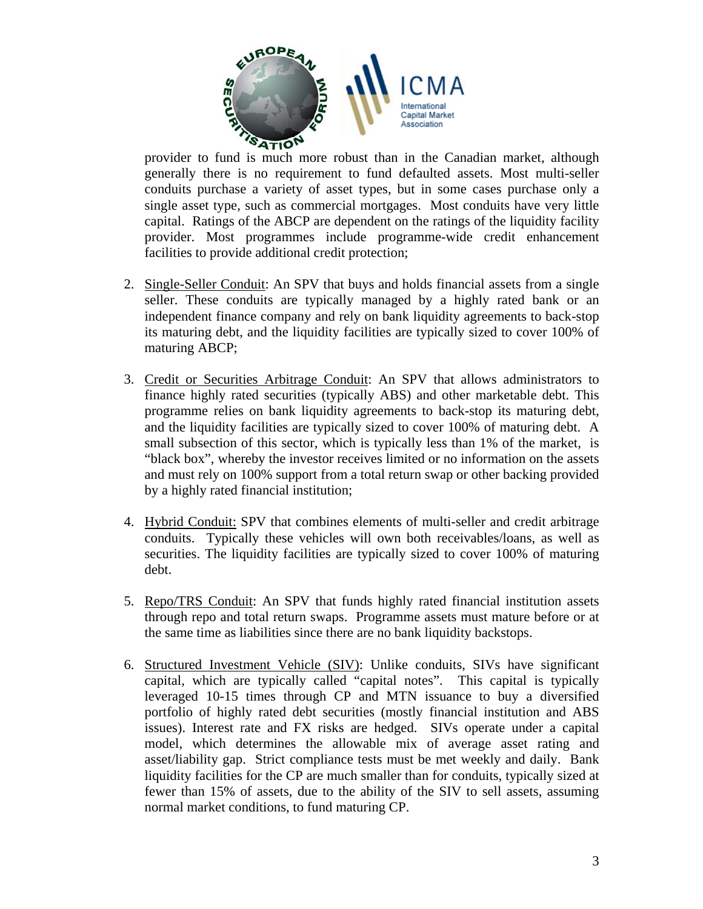provider to fund is much more robust than in the Canadian market, although generally there is no requirement to fund defaulted assets. Most multi-seller conduits purchase a variety of asset types, but in some cases purchase only a single asset type, such as commercial mortgages. Most conduits have very little capital. Ratings of the ABCP are dependent on the ratings of the liquidity facility provider. Most programmes include programme-wide credit enhancement facilities to provide additional credit protection;

2. Single-Seller Conduit: An SPV that buys and holds financial assets from a single seller. These conduits are typically managed by a highly rated bank or an independent finance company and rely on bank liquidity agreements to back-stop its maturing debt, and the liquidity facilities are typically sized to cover 100% of maturing ABCP;

3. Credit or Securities Arbitrage Conduit: An SPV that allows administrators to finance highly rated securities (typically ABS) and other marketable debt. This programme relies on bank liquidity agreements to back-stop its maturing debt, and the liquidity facilities are typically sized to cover 100% of maturing debt. A small subsection of this sector, which is typically less than 1% of the market, is "black box", whereby the investor receives limited or no information on the assets and must rely on 100% support from a total return swap or other backing provided by a highly rated financial institution;

4. Hybrid Conduit: SPV that combines elements of multi-seller and credit arbitrage conduits. Typically these vehicles will own both receivables/loans, as well as securities. The liquidity facilities are typically sized to cover 100% of maturing debt.

5. Repo/TRS Conduit: An SPV that funds highly rated financial institution assets through repo and total return swaps. Programme assets must mature before or at the same time as liabilities since there are no bank liquidity backstops.

6. Structured Investment Vehicle (SIV): Unlike conduits, SIVs have significant capital, which are typically called "capital notes". This capital is typically leveraged 10-15 times through CP and MTN issuance to buy a diversified portfolio of highly rated debt securities (mostly financial institution and ABS issues). Interest rate and FX risks are hedged. SIVs operate under a capital model, which determines the allowable mix of average asset rating and asset/liability gap. Strict compliance tests must be met weekly and daily. Bank liquidity facilities for the CP are much smaller than for conduits, typically sized at fewer than 15% of assets, due to the ability of the SIV to sell assets, assuming normal market conditions, to fund maturing CP.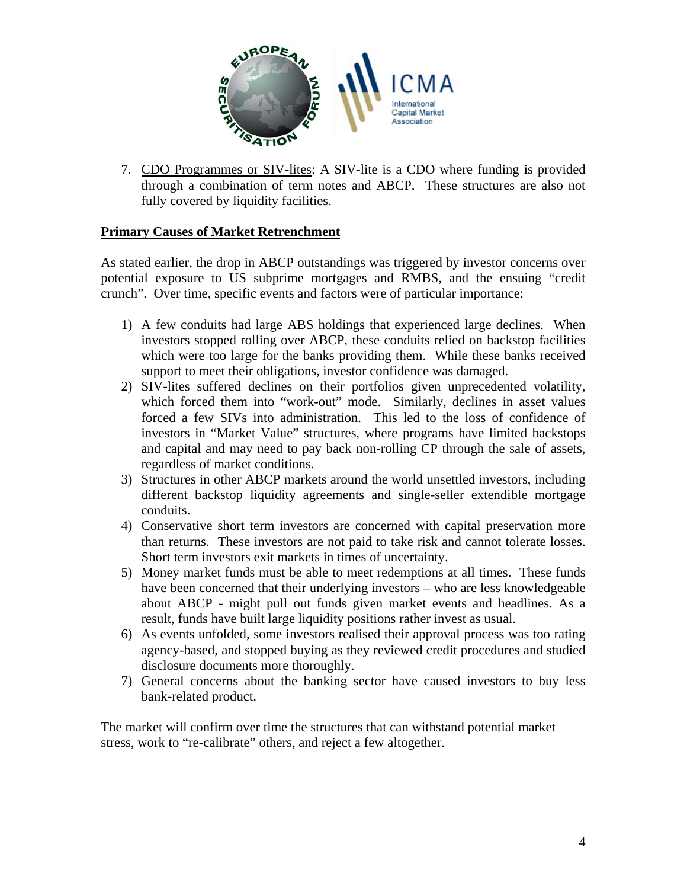7. CDO Programmes or SIV-lites: A SIV-lite is a CDO where funding is provided through a combination of term notes and ABCP. These structures are also not fully covered by liquidity facilities.

**Primary Causes of Market Retrenchment**

As stated earlier, the drop in ABCP outstandings was triggered by investor concerns over potential exposure to US subprime mortgages and RMBS, and the ensuing "credit crunch". Over time, specific events and factors were of particular importance:

1) A few conduits had large ABS holdings that experienced large declines. When investors stopped rolling over ABCP, these conduits relied on backstop facilities which were too large for the banks providing them. While these banks received support to meet their obligations, investor confidence was damaged.
2) SIV-lites suffered declines on their portfolios given unprecedented volatility, which forced them into "work-out" mode. Similarly, declines in asset values forced a few SIVs into administration. This led to the loss of confidence of investors in "Market Value" structures, where programs have limited backstops and capital and may need to pay back non-rolling CP through the sale of assets, regardless of market conditions.
3) Structures in other ABCP markets around the world unsettled investors, including different backstop liquidity agreements and single-seller extendible mortgage conduits.
4) Conservative short term investors are concerned with capital preservation more than returns. These investors are not paid to take risk and cannot tolerate losses. Short term investors exit markets in times of uncertainty.
5) Money market funds must be able to meet redemptions at all times. These funds have been concerned that their underlying investors – who are less knowledgeable about ABCP - might pull out funds given market events and headlines. As a result, funds have built large liquidity positions rather invest as usual.
6) As events unfolded, some investors realised their approval process was too rating agency-based, and stopped buying as they reviewed credit procedures and studied disclosure documents more thoroughly.
7) General concerns about the banking sector have caused investors to buy less bank-related product.

The market will confirm over time the structures that can withstand potential market stress, work to "re-calibrate" others, and reject a few altogether.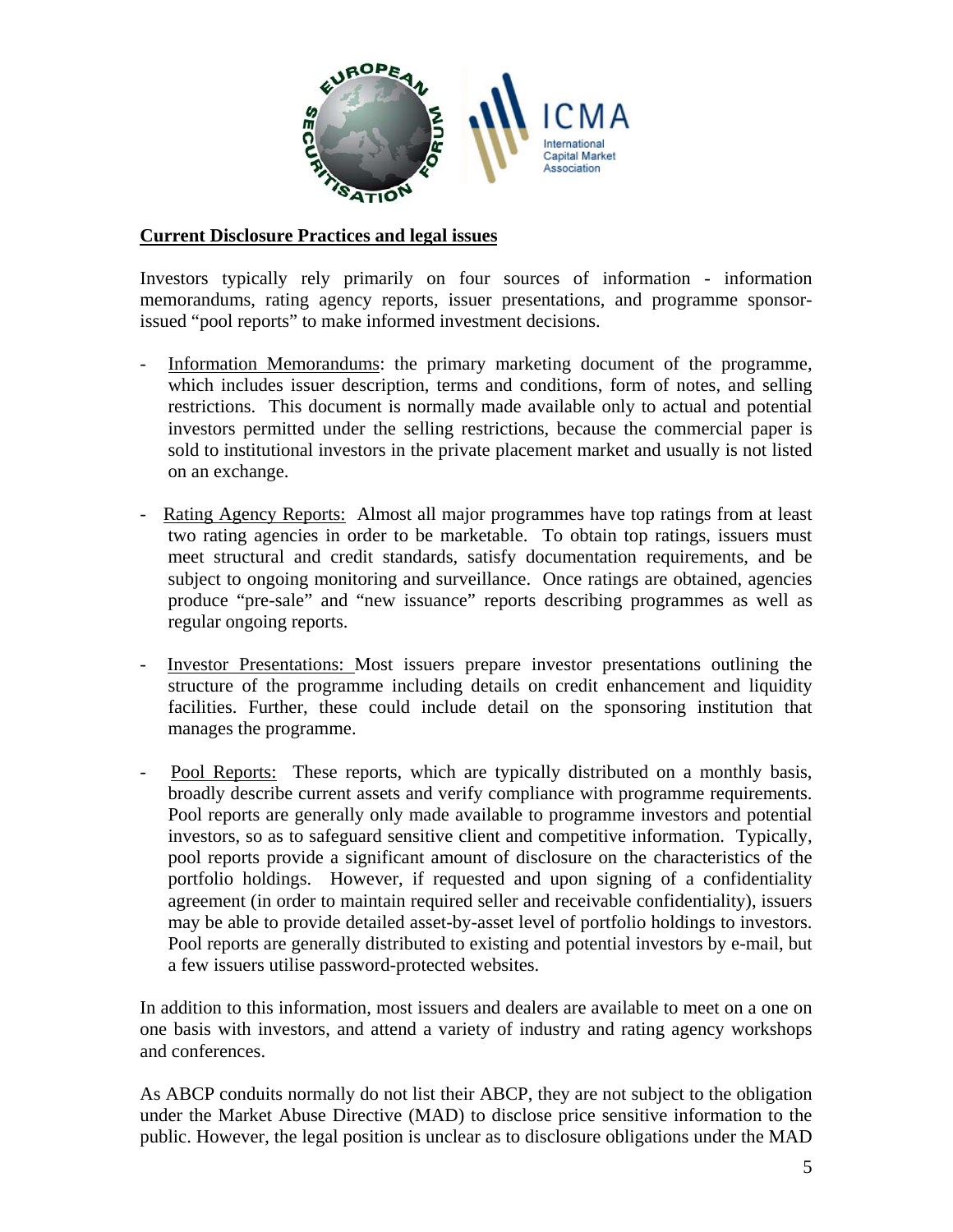**Current Disclosure Practices and legal issues**

Investors typically rely primarily on four sources of information - information memorandums, rating agency reports, issuer presentations, and programme sponsor-issued "pool reports" to make informed investment decisions.

- Information Memorandums: the primary marketing document of the programme, which includes issuer description, terms and conditions, form of notes, and selling restrictions. This document is normally made available only to actual and potential investors permitted under the selling restrictions, because the commercial paper is sold to institutional investors in the private placement market and usually is not listed on an exchange.

- Rating Agency Reports: Almost all major programmes have top ratings from at least two rating agencies in order to be marketable. To obtain top ratings, issuers must meet structural and credit standards, satisfy documentation requirements, and be subject to ongoing monitoring and surveillance. Once ratings are obtained, agencies produce "pre-sale" and "new issuance" reports describing programmes as well as regular ongoing reports.

- Investor Presentations: Most issuers prepare investor presentations outlining the structure of the programme including details on credit enhancement and liquidity facilities. Further, these could include detail on the sponsoring institution that manages the programme.

- Pool Reports: These reports, which are typically distributed on a monthly basis, broadly describe current assets and verify compliance with programme requirements. Pool reports are generally only made available to programme investors and potential investors, so as to safeguard sensitive client and competitive information. Typically, pool reports provide a significant amount of disclosure on the characteristics of the portfolio holdings. However, if requested and upon signing of a confidentiality agreement (in order to maintain required seller and receivable confidentiality), issuers may be able to provide detailed asset-by-asset level of portfolio holdings to investors. Pool reports are generally distributed to existing and potential investors by e-mail, but a few issuers utilise password-protected websites.

In addition to this information, most issuers and dealers are available to meet on a one on one basis with investors, and attend a variety of industry and rating agency workshops and conferences.

As ABCP conduits normally do not list their ABCP, they are not subject to the obligation under the Market Abuse Directive (MAD) to disclose price sensitive information to the public. However, the legal position is unclear as to disclosure obligations under the MAD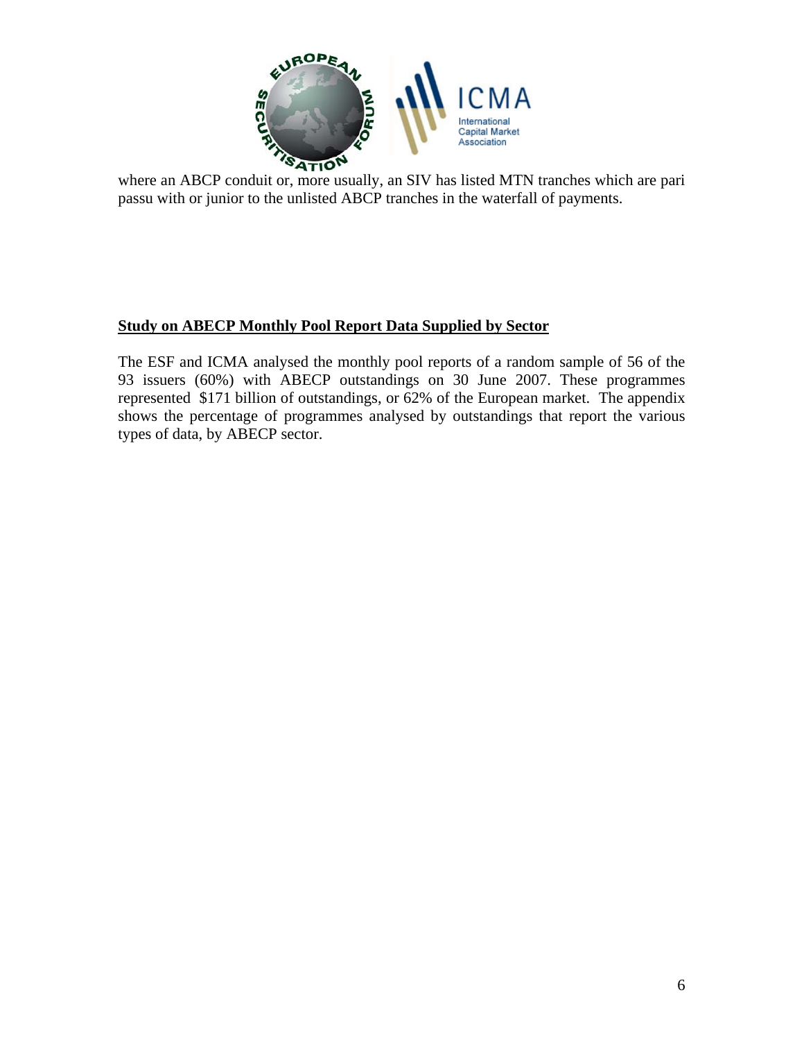where an ABCP conduit or, more usually, an SIV has listed MTN tranches which are pari passu with or junior to the unlisted ABCP tranches in the waterfall of payments.

**Study on ABECP Monthly Pool Report Data Supplied by Sector**

The ESF and ICMA analysed the monthly pool reports of a random sample of 56 of the 93 issuers (60%) with ABECP outstandings on 30 June 2007. These programmes represented $171 billion of outstandings, or 62% of the European market. The appendix shows the percentage of programmes analysed by outstandings that report the various types of data, by ABECP sector.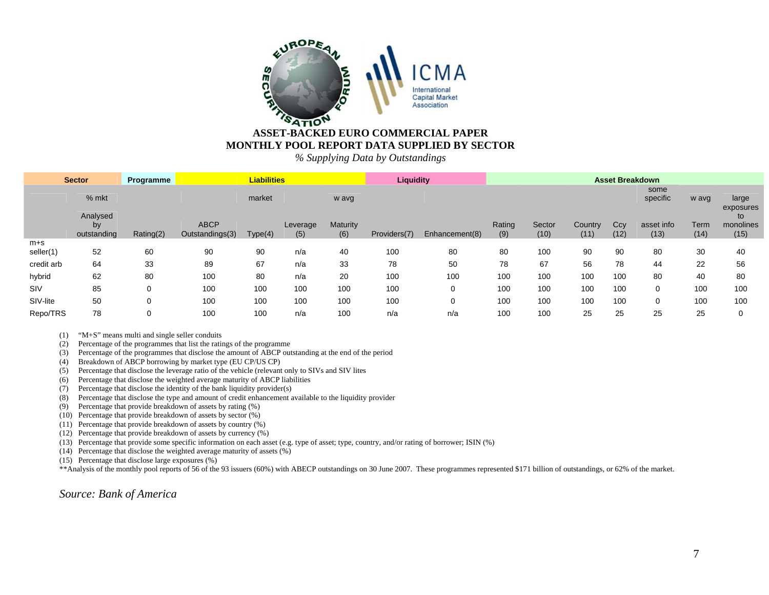**ASSET-BACKED EURO COMMERCIAL PAPER**
**MONTHLY POOL REPORT DATA SUPPLIED BY SECTOR**
*% Supplying Data by Outstandings*

| Sector | | Programme | Liabilities | | | | Liquidity | | Asset Breakdown | | | | | | |
|---|---|---|---|---|---|---|---|---|---|---|---|---|---|---|---|
| | % mkt Analysed by outstanding | Rating(2) | ABCP Outstandings(3) | market Type(4) | Leverage (5) | w avg Maturity (6) | Providers(7) | Enhancement(8) | Rating (9) | Sector (10) | Country (11) | Ccy (12) | some specific asset info (13) | w avg Term (14) | large exposures to monolines (15) |
| m+s seller(1) | 52 | 60 | 90 | 90 | n/a | 40 | 100 | 80 | 80 | 100 | 90 | 90 | 80 | 30 | 40 |
| credit arb | 64 | 33 | 89 | 67 | n/a | 33 | 78 | 50 | 78 | 67 | 56 | 78 | 44 | 22 | 56 |
| hybrid | 62 | 80 | 100 | 80 | n/a | 20 | 100 | 100 | 100 | 100 | 100 | 100 | 80 | 40 | 80 |
| SIV | 85 | 0 | 100 | 100 | 100 | 100 | 100 | 0 | 100 | 100 | 100 | 100 | 0 | 100 | 100 |
| SIV-lite | 50 | 0 | 100 | 100 | 100 | 100 | 100 | 0 | 100 | 100 | 100 | 100 | 0 | 100 | 100 |
| Repo/TRS | 78 | 0 | 100 | 100 | n/a | 100 | n/a | n/a | 100 | 100 | 25 | 25 | 25 | 25 | 0 |

(1) "M+S" means multi and single seller conduits
(2) Percentage of the programmes that list the ratings of the programme
(3) Percentage of the programmes that disclose the amount of ABCP outstanding at the end of the period
(4) Breakdown of ABCP borrowing by market type (EU CP/US CP)
(5) Percentage that disclose the leverage ratio of the vehicle (relevant only to SIVs and SIV lites
(6) Percentage that disclose the weighted average maturity of ABCP liabilities
(7) Percentage that disclose the identity of the bank liquidity provider(s)
(8) Percentage that disclose the type and amount of credit enhancement available to the liquidity provider
(9) Percentage that provide breakdown of assets by rating (%)
(10) Percentage that provide breakdown of assets by sector (%)
(11) Percentage that provide breakdown of assets by country (%)
(12) Percentage that provide breakdown of assets by currency (%)
(13) Percentage that provide some specific information on each asset (e.g. type of asset; type, country, and/or rating of borrower; ISIN (%)
(14) Percentage that disclose the weighted average maturity of assets (%)
(15) Percentage that disclose large exposures (%)

**Analysis of the monthly pool reports of 56 of the 93 issuers (60%) with ABECP outstandings on 30 June 2007. These programmes represented $171 billion of outstandings, or 62% of the market.

*Source: Bank of America*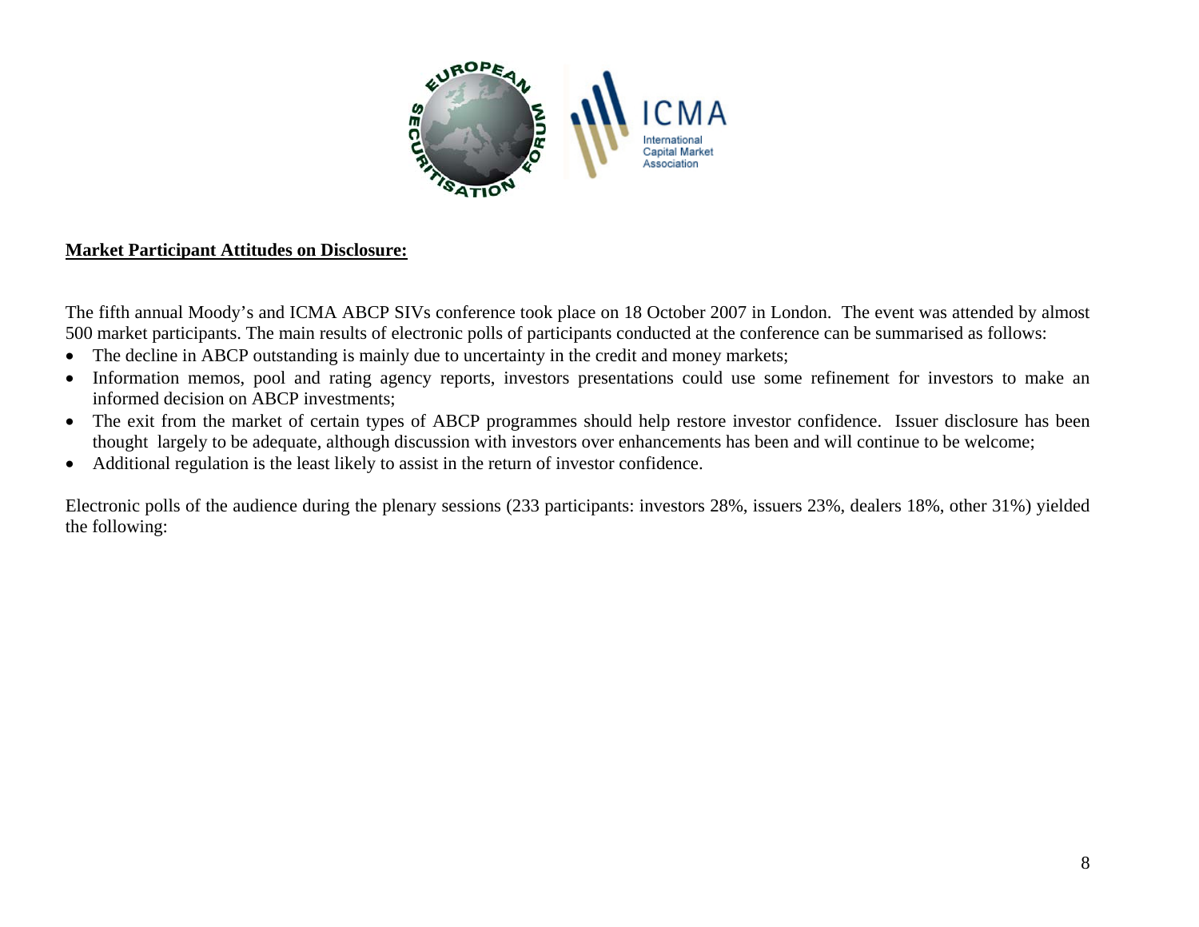**Market Participant Attitudes on Disclosure:**

The fifth annual Moody's and ICMA ABCP SIVs conference took place on 18 October 2007 in London. The event was attended by almost 500 market participants. The main results of electronic polls of participants conducted at the conference can be summarised as follows:

- The decline in ABCP outstanding is mainly due to uncertainty in the credit and money markets;
- Information memos, pool and rating agency reports, investors presentations could use some refinement for investors to make an informed decision on ABCP investments;
- The exit from the market of certain types of ABCP programmes should help restore investor confidence. Issuer disclosure has been thought largely to be adequate, although discussion with investors over enhancements has been and will continue to be welcome;
- Additional regulation is the least likely to assist in the return of investor confidence.

Electronic polls of the audience during the plenary sessions (233 participants: investors 28%, issuers 23%, dealers 18%, other 31%) yielded the following: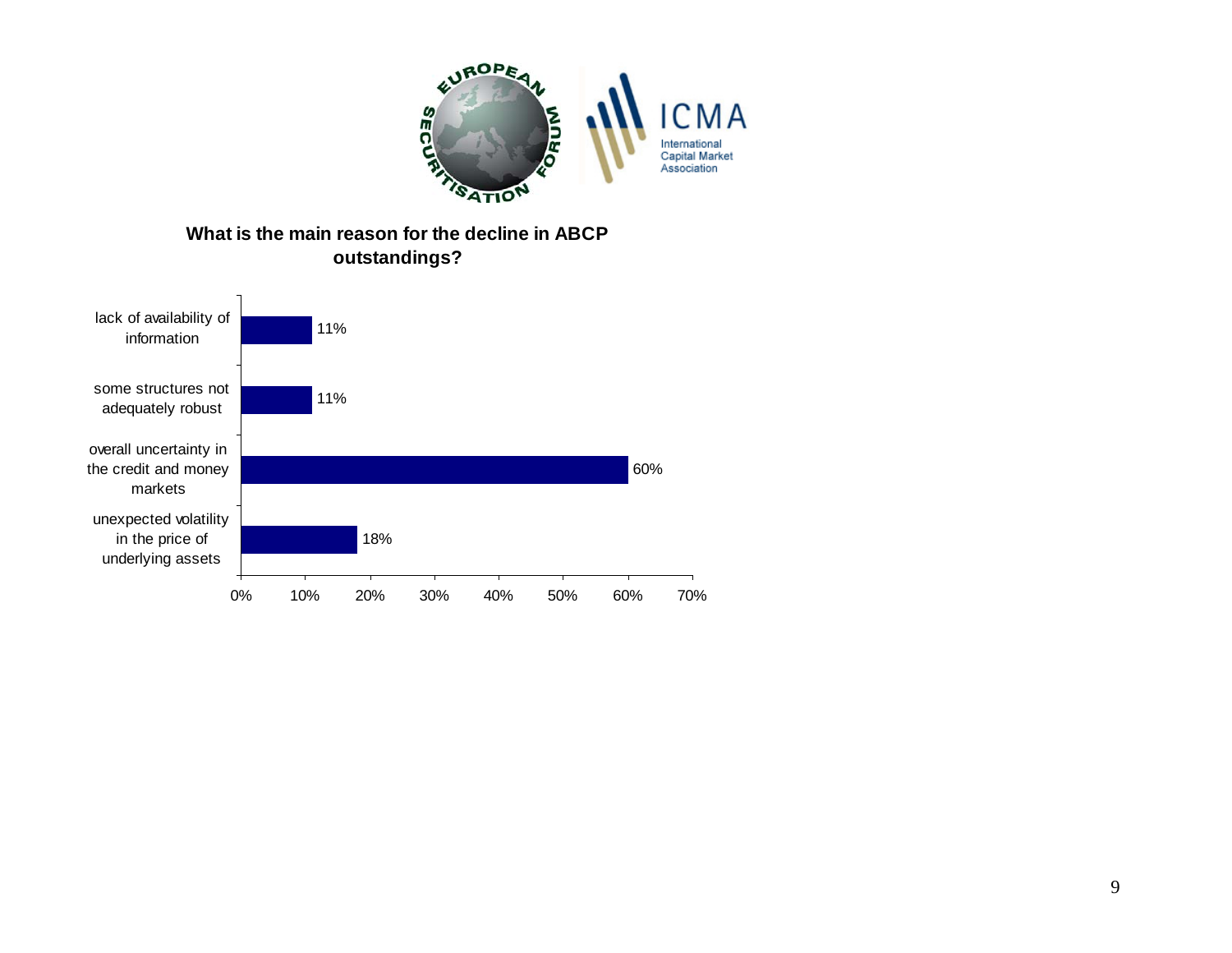**What is the main reason for the decline in ABCP outstandings?**

| Reason | Percentage |
|---|---|
| lack of availability of information | 11% |
| some structures not adequately robust | 11% |
| overall uncertainty in the credit and money markets | 60% |
| unexpected volatility in the price of underlying assets | 18% |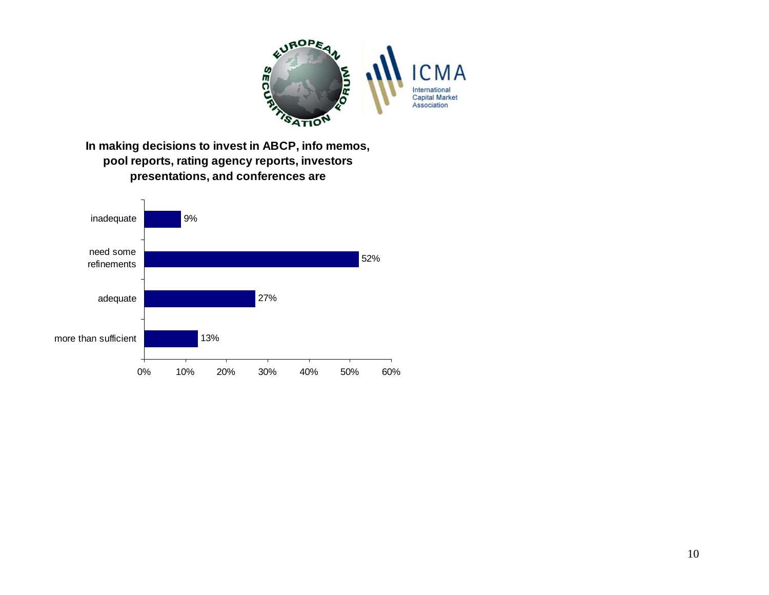**In making decisions to invest in ABCP, info memos, pool reports, rating agency reports, investors presentations, and conferences are**

| Response | Percentage |
| --- | --- |
| inadequate | 9% |
| need some refinements | 52% |
| adequate | 27% |
| more than sufficient | 13% |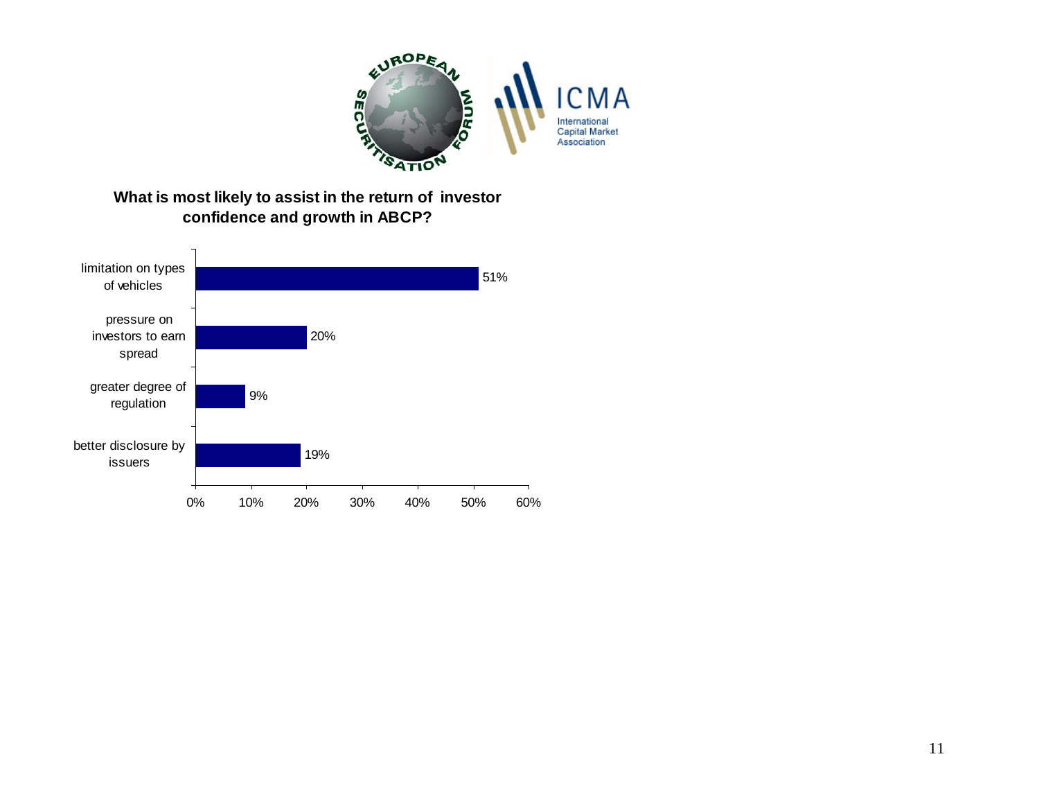EUROPEAN SECURITISATION FORUM

ICMA
International Capital Market Association

**What is most likely to assist in the return of investor confidence and growth in ABCP?**

limitation on types of vehicles
51%

pressure on investors to earn spread
20%

greater degree of regulation
9%

better disclosure by issuers
19%

0%
10%
20%
30%
40%
50%
60%